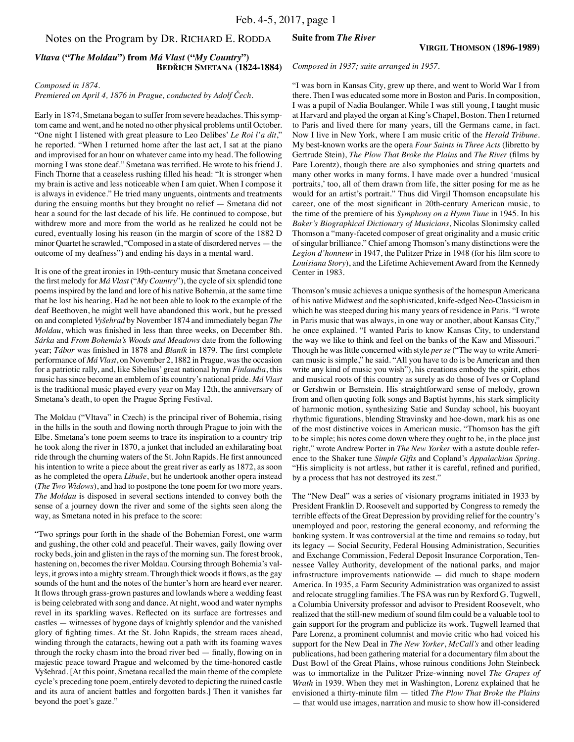# Notes on the Program by Dr. Richard E. Rodda

## *Vltava* ("*The Moldau*") from *Má Vlast* ("*My Country*")

**Bedřich Smetana (1824-1884)**

*Composed in 1874.*
*Premiered on April 4, 1876 in Prague, conducted by Adolf Čech.*

Early in 1874, Smetana began to suffer from severe headaches. This symptom came and went, and he noted no other physical problems until October. "One night I listened with great pleasure to Leo Delibes' *Le Roi l'a dit*," he reported. "When I returned home after the last act, I sat at the piano and improvised for an hour on whatever came into my head. The following morning I was stone deaf." Smetana was terrified. He wrote to his friend J. Finch Thorne that a ceaseless rushing filled his head: "It is stronger when my brain is active and less noticeable when I am quiet. When I compose it is always in evidence." He tried many unguents, ointments and treatments during the ensuing months but they brought no relief — Smetana did not hear a sound for the last decade of his life. He continued to compose, but withdrew more and more from the world as he realized he could not be cured, eventually losing his reason (in the margin of score of the 1882 D minor Quartet he scrawled, "Composed in a state of disordered nerves — the outcome of my deafness") and ending his days in a mental ward.

It is one of the great ironies in 19th-century music that Smetana conceived the first melody for *Má Vlast* ("*My Country*"), the cycle of six splendid tone poems inspired by the land and lore of his native Bohemia, at the same time that he lost his hearing. Had he not been able to look to the example of the deaf Beethoven, he might well have abandoned this work, but he pressed on and completed *Vyšehrad* by November 1874 and immediately began *The Moldau*, which was finished in less than three weeks, on December 8th. *Sárka* and *From Bohemia's Woods and Meadows* date from the following year; *Tábor* was finished in 1878 and *Blaník* in 1879. The first complete performance of *Má Vlast*, on November 2, 1882 in Prague, was the occasion for a patriotic rally, and, like Sibelius' great national hymn *Finlandia*, this music has since become an emblem of its country's national pride. *Má Vlast* is the traditional music played every year on May 12th, the anniversary of Smetana's death, to open the Prague Spring Festival.

The Moldau ("Vltava" in Czech) is the principal river of Bohemia, rising in the hills in the south and flowing north through Prague to join with the Elbe. Smetana's tone poem seems to trace its inspiration to a country trip he took along the river in 1870, a junket that included an exhilarating boat ride through the churning waters of the St. John Rapids. He first announced his intention to write a piece about the great river as early as 1872, as soon as he completed the opera *Libuše*, but he undertook another opera instead (*The Two Widows*), and had to postpone the tone poem for two more years. *The Moldau* is disposed in several sections intended to convey both the sense of a journey down the river and some of the sights seen along the way, as Smetana noted in his preface to the score:

"Two springs pour forth in the shade of the Bohemian Forest, one warm and gushing, the other cold and peaceful. Their waves, gaily flowing over rocky beds, join and glisten in the rays of the morning sun. The forest brook, hastening on, becomes the river Moldau. Coursing through Bohemia's valleys, it grows into a mighty stream. Through thick woods it flows, as the gay sounds of the hunt and the notes of the hunter's horn are heard ever nearer. It flows through grass-grown pastures and lowlands where a wedding feast is being celebrated with song and dance. At night, wood and water nymphs revel in its sparkling waves. Reflected on its surface are fortresses and castles — witnesses of bygone days of knightly splendor and the vanished glory of fighting times. At the St. John Rapids, the stream races ahead, winding through the cataracts, hewing out a path with its foaming waves through the rocky chasm into the broad river bed — finally, flowing on in majestic peace toward Prague and welcomed by the time-honored castle Vyšehrad. [At this point, Smetana recalled the main theme of the complete cycle's preceding tone poem, entirely devoted to depicting the ruined castle and its aura of ancient battles and forgotten bards.] Then it vanishes far beyond the poet's gaze."

## Suite from *The River*

**Virgil Thomson (1896-1989)**

*Composed in 1937; suite arranged in 1957.*

"I was born in Kansas City, grew up there, and went to World War I from there. Then I was educated some more in Boston and Paris. In composition, I was a pupil of Nadia Boulanger. While I was still young, I taught music at Harvard and played the organ at King's Chapel, Boston. Then I returned to Paris and lived there for many years, till the Germans came, in fact. Now I live in New York, where I am music critic of the *Herald Tribune*. My best-known works are the opera *Four Saints in Three Acts* (libretto by Gertrude Stein), *The Plow That Broke the Plains* and *The River* (films by Pare Lorentz), though there are also symphonies and string quartets and many other works in many forms. I have made over a hundred 'musical portraits,' too, all of them drawn from life, the sitter posing for me as he would for an artist's portrait." Thus did Virgil Thomson encapsulate his career, one of the most significant in 20th-century American music, to the time of the premiere of his *Symphony on a Hymn Tune* in 1945. In his *Baker's Biographical Dictionary of Musicians*, Nicolas Slonimsky called Thomson a "many-faceted composer of great originality and a music critic of singular brilliance." Chief among Thomson's many distinctions were the *Legion d'honneur* in 1947, the Pulitzer Prize in 1948 (for his film score to *Louisiana Story*), and the Lifetime Achievement Award from the Kennedy Center in 1983.

Thomson's music achieves a unique synthesis of the homespun Americana of his native Midwest and the sophisticated, knife-edged Neo-Classicism in which he was steeped during his many years of residence in Paris. "I wrote in Paris music that was always, in one way or another, about Kansas City," he once explained. "I wanted Paris to know Kansas City, to understand the way we like to think and feel on the banks of the Kaw and Missouri." Though he was little concerned with style *per se* ("The way to write American music is simple," he said. "All you have to do is be American and then write any kind of music you wish"), his creations embody the spirit, ethos and musical roots of this country as surely as do those of Ives or Copland or Gershwin or Bernstein. His straightforward sense of melody, grown from and often quoting folk songs and Baptist hymns, his stark simplicity of harmonic motion, synthesizing Satie and Sunday school, his buoyant rhythmic figurations, blending Stravinsky and hoe-down, mark his as one of the most distinctive voices in American music. "Thomson has the gift to be simple; his notes come down where they ought to be, in the place just right," wrote Andrew Porter in *The New Yorker* with a astute double reference to the Shaker tune *Simple Gifts* and Copland's *Appalachian Spring*. "His simplicity is not artless, but rather it is careful, refined and purified, by a process that has not destroyed its zest."

The "New Deal" was a series of visionary programs initiated in 1933 by President Franklin D. Roosevelt and supported by Congress to remedy the terrible effects of the Great Depression by providing relief for the country's unemployed and poor, restoring the general economy, and reforming the banking system. It was controversial at the time and remains so today, but its legacy — Social Security, Federal Housing Administration, Securities and Exchange Commission, Federal Deposit Insurance Corporation, Tennessee Valley Authority, development of the national parks, and major infrastructure improvements nationwide — did much to shape modern America. In 1935, a Farm Security Administration was organized to assist and relocate struggling families. The FSA was run by Rexford G. Tugwell, a Columbia University professor and advisor to President Roosevelt, who realized that the still-new medium of sound film could be a valuable tool to gain support for the program and publicize its work. Tugwell learned that Pare Lorenz, a prominent columnist and movie critic who had voiced his support for the New Deal in *The New Yorker*, *McCall's* and other leading publications, had been gathering material for a documentary film about the Dust Bowl of the Great Plains, whose ruinous conditions John Steinbeck was to immortalize in the Pulitzer Prize-winning novel *The Grapes of Wrath* in 1939. When they met in Washington, Lorenz explained that he envisioned a thirty-minute film — titled *The Plow That Broke the Plains* — that would use images, narration and music to show how ill-considered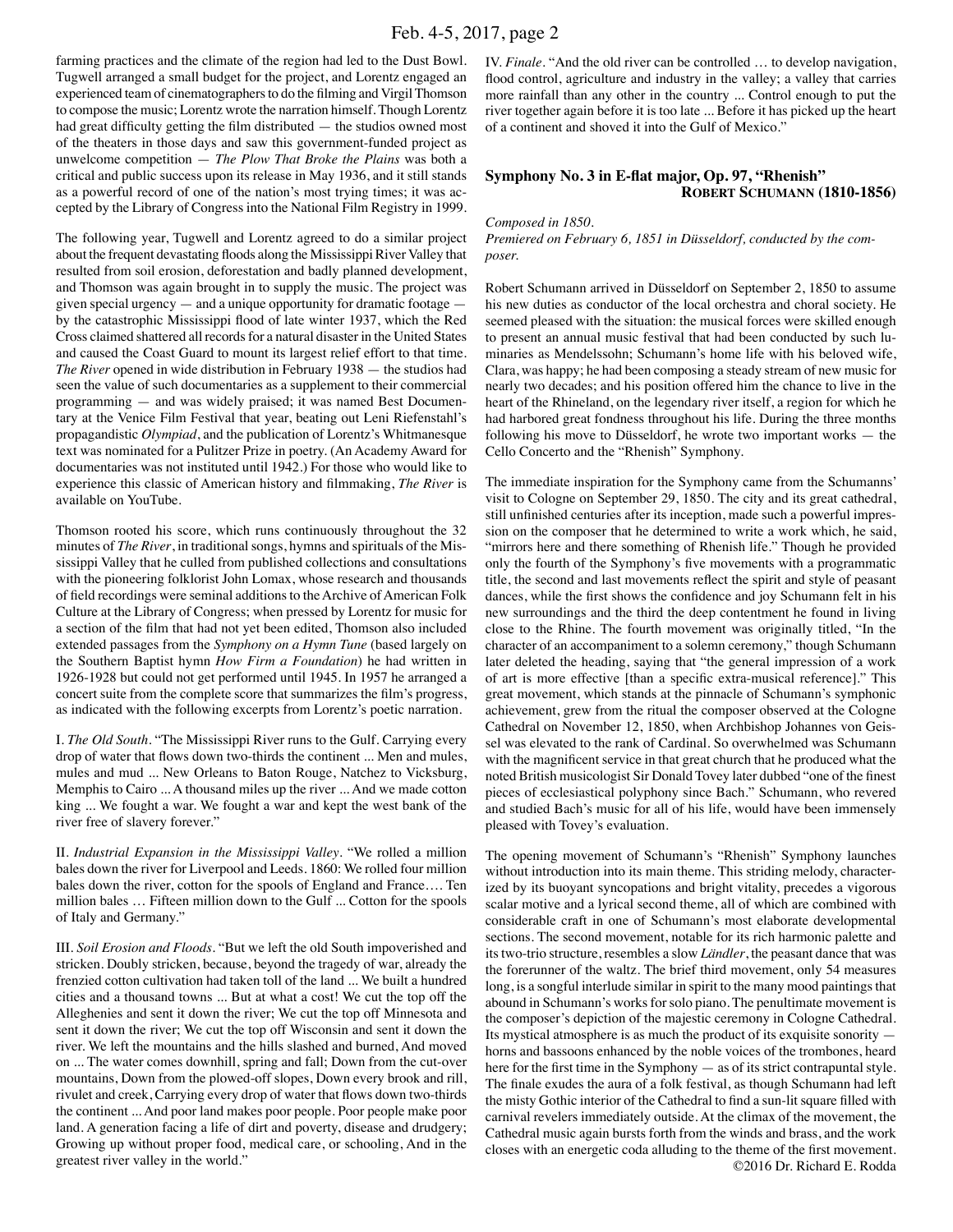farming practices and the climate of the region had led to the Dust Bowl. Tugwell arranged a small budget for the project, and Lorentz engaged an experienced team of cinematographers to do the filming and Virgil Thomson to compose the music; Lorentz wrote the narration himself. Though Lorentz had great difficulty getting the film distributed — the studios owned most of the theaters in those days and saw this government-funded project as unwelcome competition — *The Plow That Broke the Plains* was both a critical and public success upon its release in May 1936, and it still stands as a powerful record of one of the nation's most trying times; it was accepted by the Library of Congress into the National Film Registry in 1999.

The following year, Tugwell and Lorentz agreed to do a similar project about the frequent devastating floods along the Mississippi River Valley that resulted from soil erosion, deforestation and badly planned development, and Thomson was again brought in to supply the music. The project was given special urgency — and a unique opportunity for dramatic footage — by the catastrophic Mississippi flood of late winter 1937, which the Red Cross claimed shattered all records for a natural disaster in the United States and caused the Coast Guard to mount its largest relief effort to that time. *The River* opened in wide distribution in February 1938 — the studios had seen the value of such documentaries as a supplement to their commercial programming — and was widely praised; it was named Best Documentary at the Venice Film Festival that year, beating out Leni Riefenstahl's propagandistic *Olympiad*, and the publication of Lorentz's Whitmanesque text was nominated for a Pulitzer Prize in poetry. (An Academy Award for documentaries was not instituted until 1942.) For those who would like to experience this classic of American history and filmmaking, *The River* is available on YouTube.

Thomson rooted his score, which runs continuously throughout the 32 minutes of *The River*, in traditional songs, hymns and spirituals of the Mississippi Valley that he culled from published collections and consultations with the pioneering folklorist John Lomax, whose research and thousands of field recordings were seminal additions to the Archive of American Folk Culture at the Library of Congress; when pressed by Lorentz for music for a section of the film that had not yet been edited, Thomson also included extended passages from the *Symphony on a Hymn Tune* (based largely on the Southern Baptist hymn *How Firm a Foundation*) he had written in 1926-1928 but could not get performed until 1945. In 1957 he arranged a concert suite from the complete score that summarizes the film's progress, as indicated with the following excerpts from Lorentz's poetic narration.

I. *The Old South*. "The Mississippi River runs to the Gulf. Carrying every drop of water that flows down two-thirds the continent ... Men and mules, mules and mud ... New Orleans to Baton Rouge, Natchez to Vicksburg, Memphis to Cairo ... A thousand miles up the river ... And we made cotton king ... We fought a war. We fought a war and kept the west bank of the river free of slavery forever."

II. *Industrial Expansion in the Mississippi Valley*. "We rolled a million bales down the river for Liverpool and Leeds. 1860: We rolled four million bales down the river, cotton for the spools of England and France…. Ten million bales … Fifteen million down to the Gulf ... Cotton for the spools of Italy and Germany."

III. *Soil Erosion and Floods*. "But we left the old South impoverished and stricken. Doubly stricken, because, beyond the tragedy of war, already the frenzied cotton cultivation had taken toll of the land ... We built a hundred cities and a thousand towns ... But at what a cost! We cut the top off the Alleghenies and sent it down the river; We cut the top off Minnesota and sent it down the river; We cut the top off Wisconsin and sent it down the river. We left the mountains and the hills slashed and burned, And moved on ... The water comes downhill, spring and fall; Down from the cut-over mountains, Down from the plowed-off slopes, Down every brook and rill, rivulet and creek, Carrying every drop of water that flows down two-thirds the continent ... And poor land makes poor people. Poor people make poor land. A generation facing a life of dirt and poverty, disease and drudgery; Growing up without proper food, medical care, or schooling, And in the greatest river valley in the world."

IV. *Finale*. "And the old river can be controlled … to develop navigation, flood control, agriculture and industry in the valley; a valley that carries more rainfall than any other in the country ... Control enough to put the river together again before it is too late ... Before it has picked up the heart of a continent and shoved it into the Gulf of Mexico."

## Symphony No. 3 in E-flat major, Op. 97, "Rhenish"
**ROBERT SCHUMANN (1810-1856)**

*Composed in 1850.*
*Premiered on February 6, 1851 in Düsseldorf, conducted by the composer.*

Robert Schumann arrived in Düsseldorf on September 2, 1850 to assume his new duties as conductor of the local orchestra and choral society. He seemed pleased with the situation: the musical forces were skilled enough to present an annual music festival that had been conducted by such luminaries as Mendelssohn; Schumann's home life with his beloved wife, Clara, was happy; he had been composing a steady stream of new music for nearly two decades; and his position offered him the chance to live in the heart of the Rhineland, on the legendary river itself, a region for which he had harbored great fondness throughout his life. During the three months following his move to Düsseldorf, he wrote two important works — the Cello Concerto and the "Rhenish" Symphony.

The immediate inspiration for the Symphony came from the Schumanns' visit to Cologne on September 29, 1850. The city and its great cathedral, still unfinished centuries after its inception, made such a powerful impression on the composer that he determined to write a work which, he said, "mirrors here and there something of Rhenish life." Though he provided only the fourth of the Symphony's five movements with a programmatic title, the second and last movements reflect the spirit and style of peasant dances, while the first shows the confidence and joy Schumann felt in his new surroundings and the third the deep contentment he found in living close to the Rhine. The fourth movement was originally titled, "In the character of an accompaniment to a solemn ceremony," though Schumann later deleted the heading, saying that "the general impression of a work of art is more effective [than a specific extra-musical reference]." This great movement, which stands at the pinnacle of Schumann's symphonic achievement, grew from the ritual the composer observed at the Cologne Cathedral on November 12, 1850, when Archbishop Johannes von Geissel was elevated to the rank of Cardinal. So overwhelmed was Schumann with the magnificent service in that great church that he produced what the noted British musicologist Sir Donald Tovey later dubbed "one of the finest pieces of ecclesiastical polyphony since Bach." Schumann, who revered and studied Bach's music for all of his life, would have been immensely pleased with Tovey's evaluation.

The opening movement of Schumann's "Rhenish" Symphony launches without introduction into its main theme. This striding melody, characterized by its buoyant syncopations and bright vitality, precedes a vigorous scalar motive and a lyrical second theme, all of which are combined with considerable craft in one of Schumann's most elaborate developmental sections. The second movement, notable for its rich harmonic palette and its two-trio structure, resembles a slow *Ländler*, the peasant dance that was the forerunner of the waltz. The brief third movement, only 54 measures long, is a songful interlude similar in spirit to the many mood paintings that abound in Schumann's works for solo piano. The penultimate movement is the composer's depiction of the majestic ceremony in Cologne Cathedral. Its mystical atmosphere is as much the product of its exquisite sonority — horns and bassoons enhanced by the noble voices of the trombones, heard here for the first time in the Symphony — as of its strict contrapuntal style. The finale exudes the aura of a folk festival, as though Schumann had left the misty Gothic interior of the Cathedral to find a sun-lit square filled with carnival revelers immediately outside. At the climax of the movement, the Cathedral music again bursts forth from the winds and brass, and the work closes with an energetic coda alluding to the theme of the first movement.

©2016 Dr. Richard E. Rodda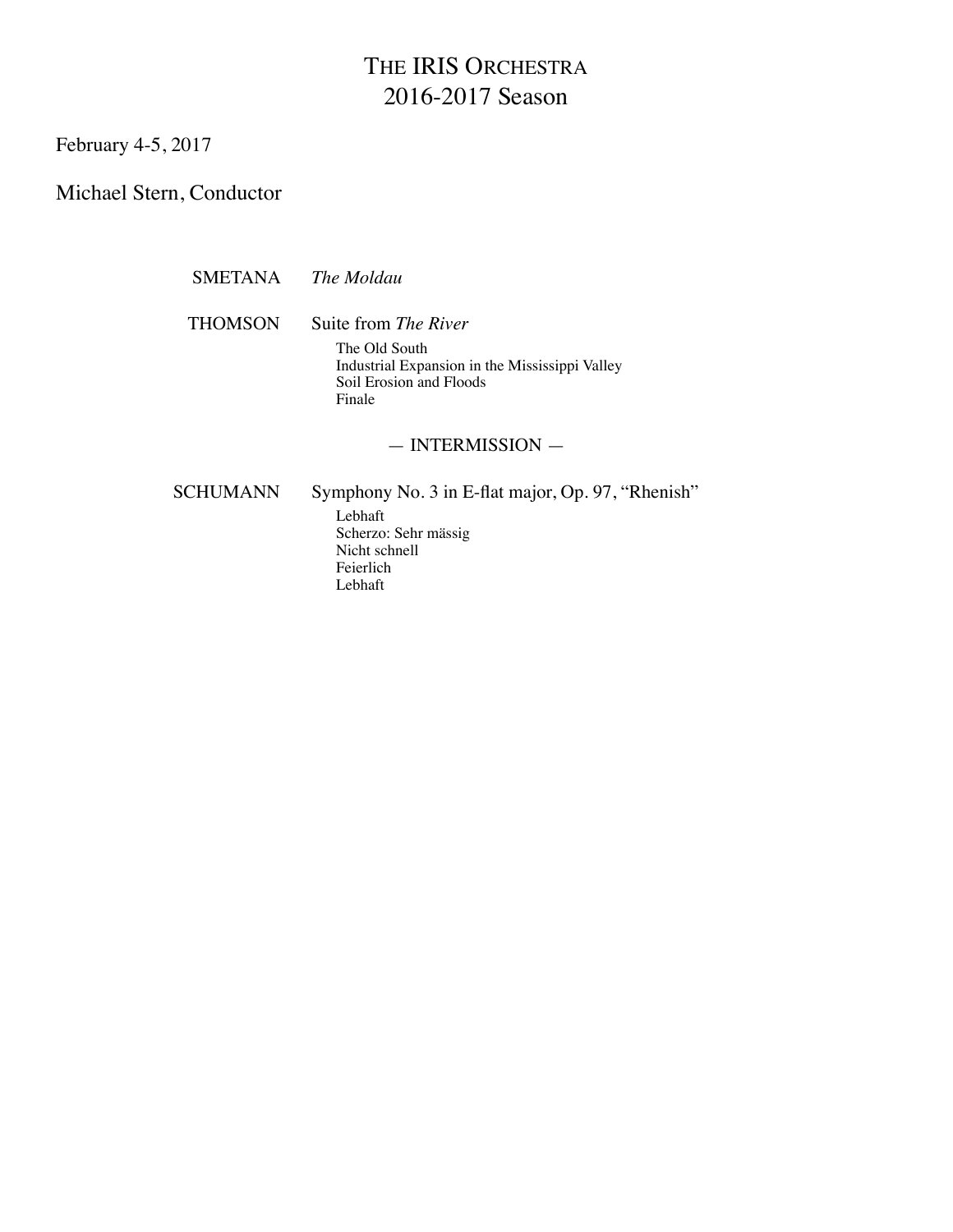# THE IRIS ORCHESTRA
# 2016-2017 Season

February 4-5, 2017

## Michael Stern, Conductor

SMETANA *The Moldau*

THOMSON Suite from *The River*

- The Old South
- Industrial Expansion in the Mississippi Valley
- Soil Erosion and Floods
- Finale

— INTERMISSION —

SCHUMANN Symphony No. 3 in E-flat major, Op. 97, "Rhenish"

- Lebhaft
- Scherzo: Sehr mässig
- Nicht schnell
- Feierlich
- Lebhaft